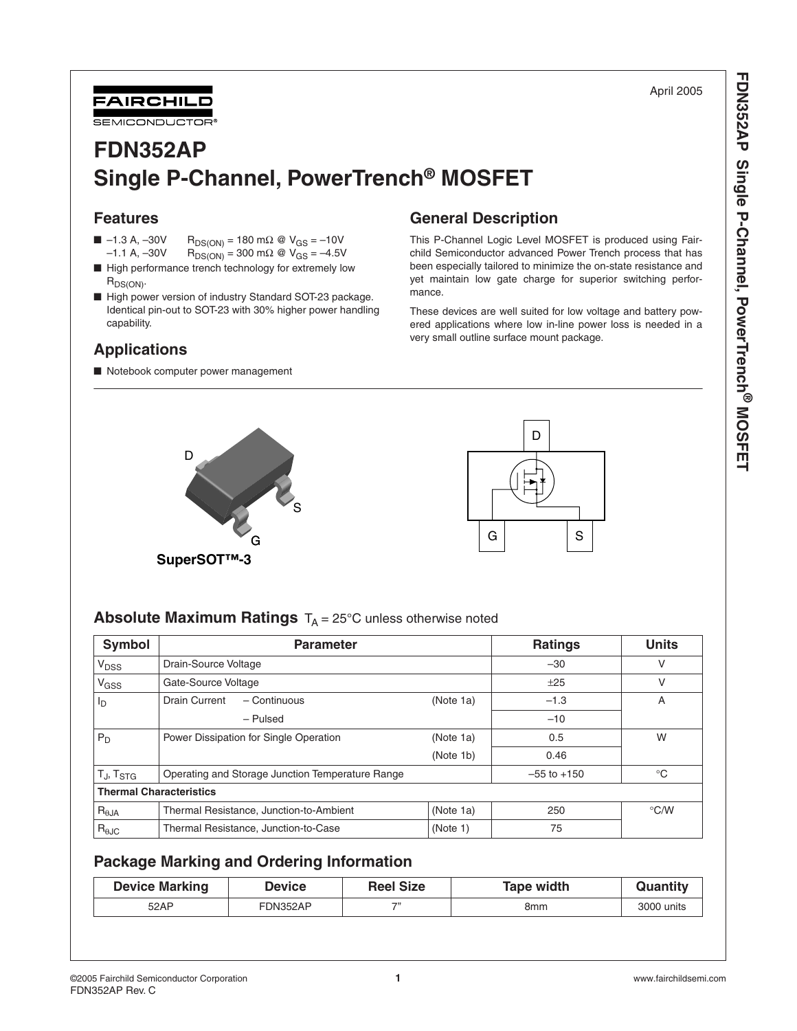April 2005

FAIRCHILD SEMICONDUCTOR®

# FDN352AP
# Single P-Channel, PowerTrench® MOSFET

## Features

- –1.3 A, –30V  $R_{DS(ON)}$ = 180 mΩ @ $V_{GS}$ = –10V
  –1.1 A, –30V  $R_{DS(ON)}$ = 300 mΩ @ $V_{GS}$ = –4.5V
- High performance trench technology for extremely low $R_{DS(ON)}$.
- High power version of industry Standard SOT-23 package. Identical pin-out to SOT-23 with 30% higher power handling capability.

## Applications

- Notebook computer power management

## General Description

This P-Channel Logic Level MOSFET is produced using Fairchild Semiconductor advanced Power Trench process that has been especially tailored to minimize the on-state resistance and yet maintain low gate charge for superior switching performance.

These devices are well suited for low voltage and battery powered applications where low in-line power loss is needed in a very small outline surface mount package.

D

S

G

SuperSOT™-3

D

G S

## Absolute Maximum Ratings $T_A$ = 25°C unless otherwise noted

| Symbol | Parameter | | Ratings | Units |
|---|---|---|---|---|
| $V_{DSS}$ | Drain-Source Voltage | | –30 | V |
| $V_{GSS}$ | Gate-Source Voltage | | ±25 | V |
| $I_D$ | Drain Current – Continuous | (Note 1a) | –1.3 | A |
| | – Pulsed | | –10 | |
| $P_D$ | Power Dissipation for Single Operation | (Note 1a) | 0.5 | W |
| | | (Note 1b) | 0.46 | |
| $T_J$, $T_{STG}$ | Operating and Storage Junction Temperature Range | | –55 to +150 | °C |
| **Thermal Characteristics** | | | | |
| $R_{\theta JA}$ | Thermal Resistance, Junction-to-Ambient | (Note 1a) | 250 | °C/W |
| $R_{\theta JC}$ | Thermal Resistance, Junction-to-Case | (Note 1) | 75 | |

## Package Marking and Ordering Information

| Device Marking | Device | Reel Size | Tape width | Quantity |
|---|---|---|---|---|
| 52AP | FDN352AP | 7" | 8mm | 3000 units |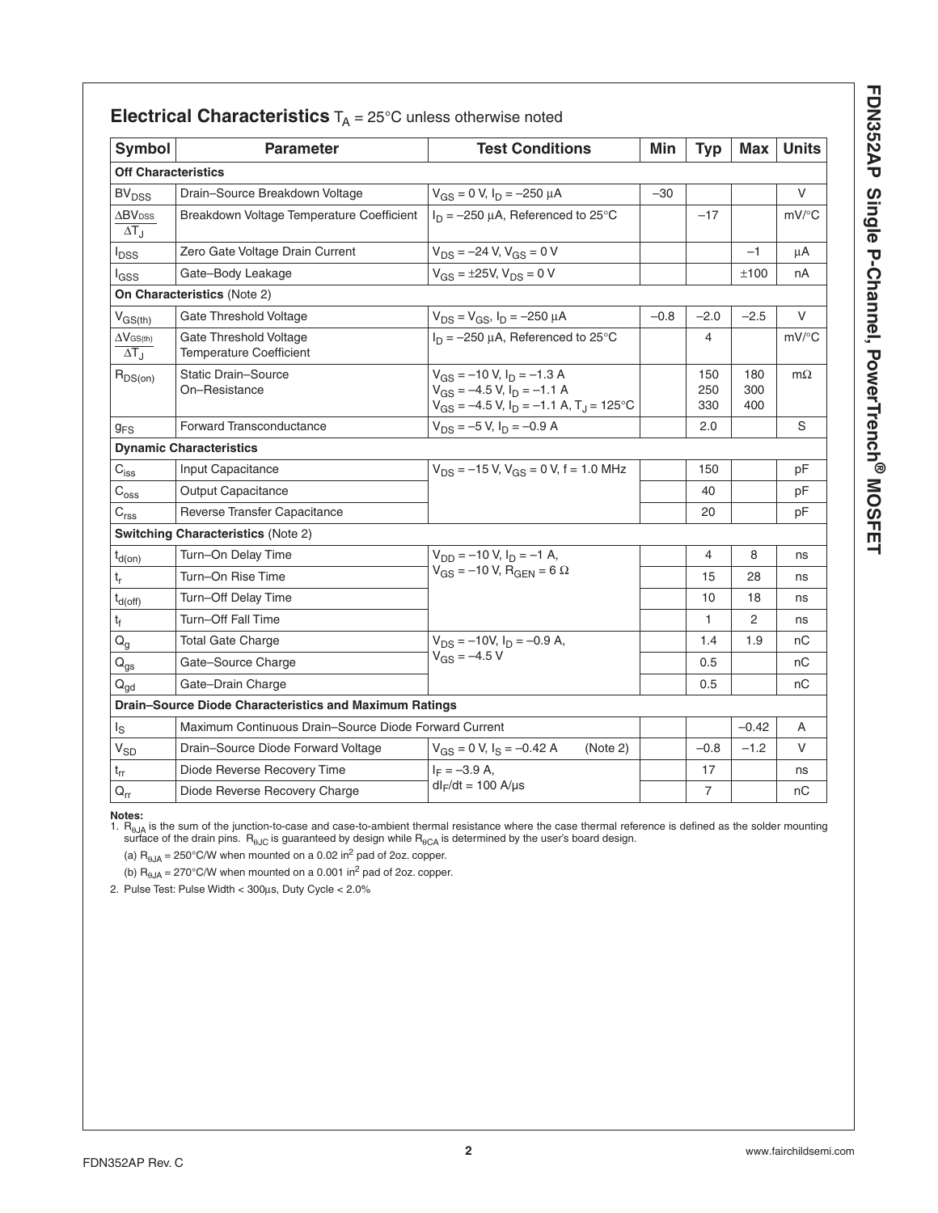## Electrical Characteristics $T_A = 25°C$ unless otherwise noted

| Symbol | Parameter | Test Conditions | Min | Typ | Max | Units |
|---|---|---|---|---|---|---|
| **Off Characteristics** | | | | | | |
| $BV_{DSS}$ | Drain–Source Breakdown Voltage | $V_{GS} = 0$ V, $I_D = -250$ µA | –30 | | | V |
| $\frac{\Delta BV_{DSS}}{\Delta T_J}$ | Breakdown Voltage Temperature Coefficient | $I_D = -250$ µA, Referenced to 25°C | | –17 | | mV/°C |
| $I_{DSS}$ | Zero Gate Voltage Drain Current | $V_{DS} = -24$ V, $V_{GS} = 0$ V | | | –1 | µA |
| $I_{GSS}$ | Gate–Body Leakage | $V_{GS} = \pm 25$V, $V_{DS} = 0$ V | | | ±100 | nA |
| **On Characteristics** (Note 2) | | | | | | |
| $V_{GS(th)}$ | Gate Threshold Voltage | $V_{DS} = V_{GS}$, $I_D = -250$ µA | –0.8 | –2.0 | –2.5 | V |
| $\frac{\Delta V_{GS(th)}}{\Delta T_J}$ | Gate Threshold Voltage Temperature Coefficient | $I_D = -250$ µA, Referenced to 25°C | | 4 | | mV/°C |
| $R_{DS(on)}$ | Static Drain–Source On–Resistance | $V_{GS} = -10$ V, $I_D = -1.3$ A<br>$V_{GS} = -4.5$ V, $I_D = -1.1$ A<br>$V_{GS} = -4.5$ V, $I_D = -1.1$ A, $T_J = 125°C$ | | 150<br>250<br>330 | 180<br>300<br>400 | mΩ |
| $g_{FS}$ | Forward Transconductance | $V_{DS} = -5$ V, $I_D = -0.9$ A | | 2.0 | | S |
| **Dynamic Characteristics** | | | | | | |
| $C_{iss}$ | Input Capacitance | $V_{DS} = -15$ V, $V_{GS} = 0$ V, f = 1.0 MHz | | 150 | | pF |
| $C_{oss}$ | Output Capacitance | | | 40 | | pF |
| $C_{rss}$ | Reverse Transfer Capacitance | | | 20 | | pF |
| **Switching Characteristics** (Note 2) | | | | | | |
| $t_{d(on)}$ | Turn–On Delay Time | $V_{DD} = -10$ V, $I_D = -1$ A,<br>$V_{GS} = -10$ V, $R_{GEN} = 6$ Ω | | 4 | 8 | ns |
| $t_r$ | Turn–On Rise Time | | | 15 | 28 | ns |
| $t_{d(off)}$ | Turn–Off Delay Time | | | 10 | 18 | ns |
| $t_f$ | Turn–Off Fall Time | | | 1 | 2 | ns |
| $Q_g$ | Total Gate Charge | $V_{DS} = -10$V, $I_D = -0.9$ A,<br>$V_{GS} = -4.5$ V | | 1.4 | 1.9 | nC |
| $Q_{gs}$ | Gate–Source Charge | | | 0.5 | | nC |
| $Q_{gd}$ | Gate–Drain Charge | | | 0.5 | | nC |
| **Drain–Source Diode Characteristics and Maximum Ratings** | | | | | | |
| $I_S$ | Maximum Continuous Drain–Source Diode Forward Current | | | | –0.42 | A |
| $V_{SD}$ | Drain–Source Diode Forward Voltage | $V_{GS} = 0$ V, $I_S = -0.42$ A (Note 2) | | –0.8 | –1.2 | V |
| $t_{rr}$ | Diode Reverse Recovery Time | $I_F = -3.9$ A,<br>$dI_F/dt = 100$ A/µs | | 17 | | ns |
| $Q_{rr}$ | Diode Reverse Recovery Charge | | | 7 | | nC |

**Notes:**

1. $R_{\theta JA}$ is the sum of the junction-to-case and case-to-ambient thermal resistance where the case thermal reference is defined as the solder mounting surface of the drain pins. $R_{\theta JC}$ is guaranteed by design while $R_{\theta CA}$ is determined by the user's board design.

   (a) $R_{\theta JA} = 250°C/W$ when mounted on a 0.02 in$^2$ pad of 2oz. copper.

   (b) $R_{\theta JA} = 270°C/W$ when mounted on a 0.001 in$^2$ pad of 2oz. copper.

2. Pulse Test: Pulse Width < 300µs, Duty Cycle < 2.0%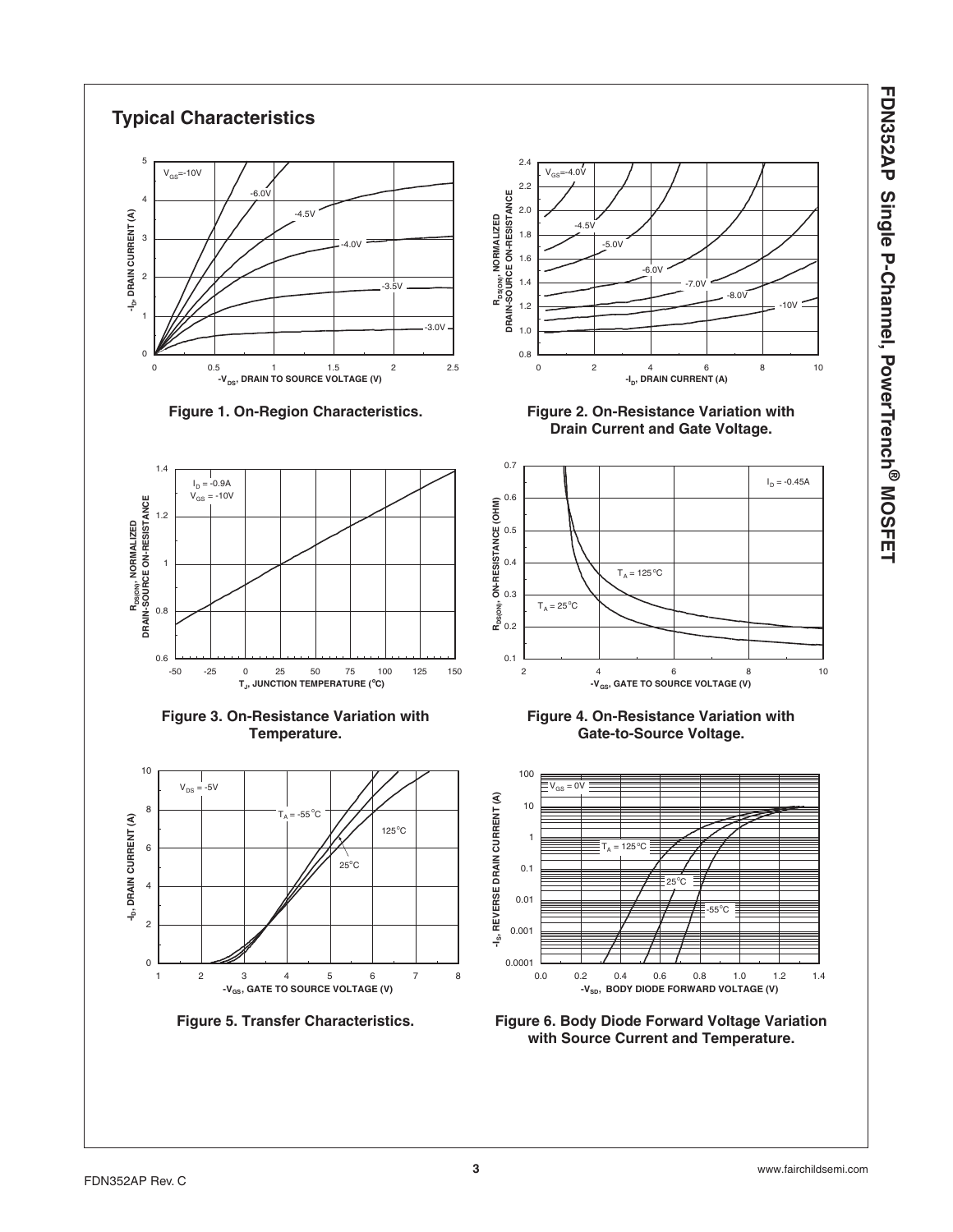## Typical Characteristics

Figure 1. On-Region Characteristics.

Figure 2. On-Resistance Variation with Drain Current and Gate Voltage.

Figure 3. On-Resistance Variation with Temperature.

Figure 4. On-Resistance Variation with Gate-to-Source Voltage.

Figure 5. Transfer Characteristics.

Figure 6. Body Diode Forward Voltage Variation with Source Current and Temperature.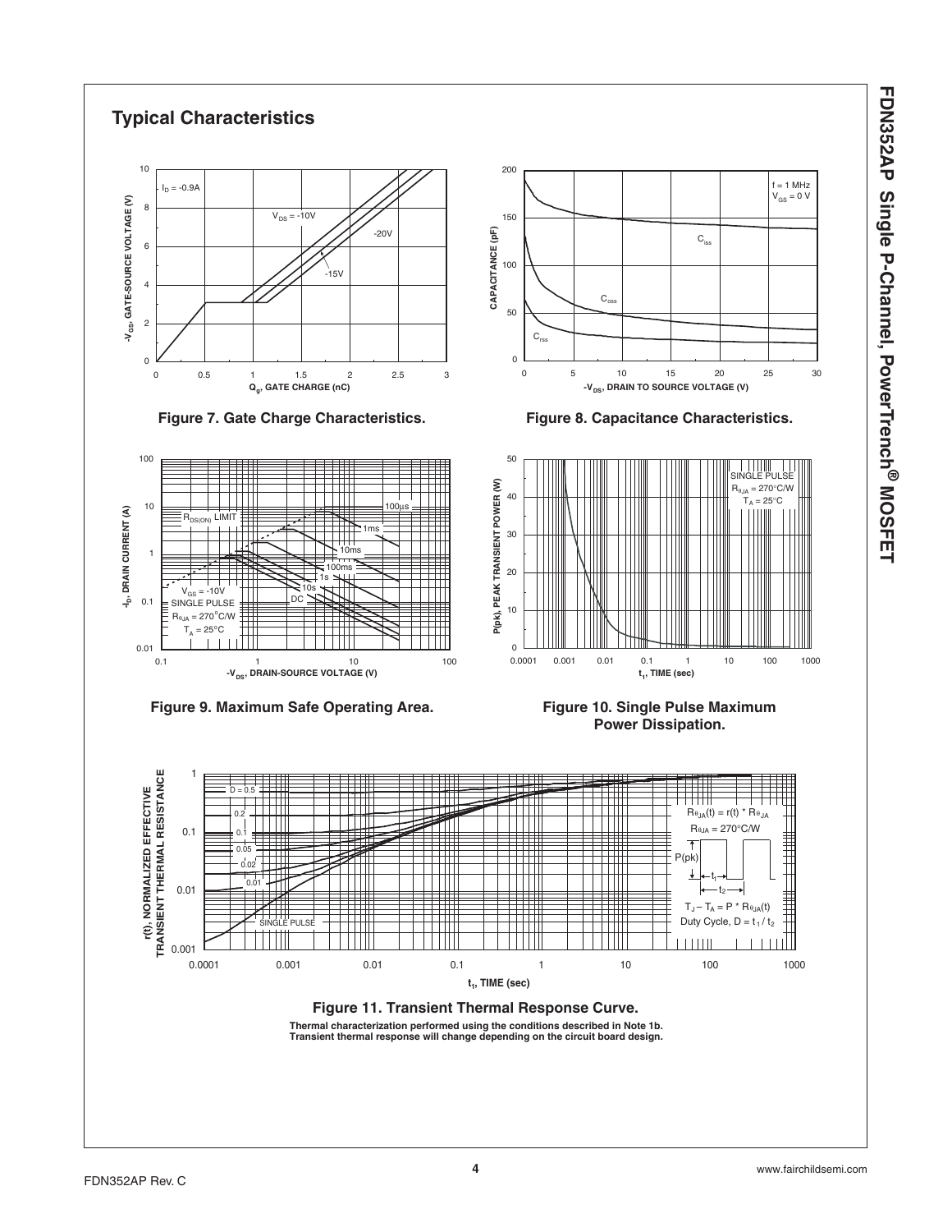## Typical Characteristics

**Figure 7. Gate Charge Characteristics.**

**Figure 8. Capacitance Characteristics.**

**Figure 9. Maximum Safe Operating Area.**

**Figure 10. Single Pulse Maximum Power Dissipation.**

**Figure 11. Transient Thermal Response Curve.**

**Thermal characterization performed using the conditions described in Note 1b. Transient thermal response will change depending on the circuit board design.**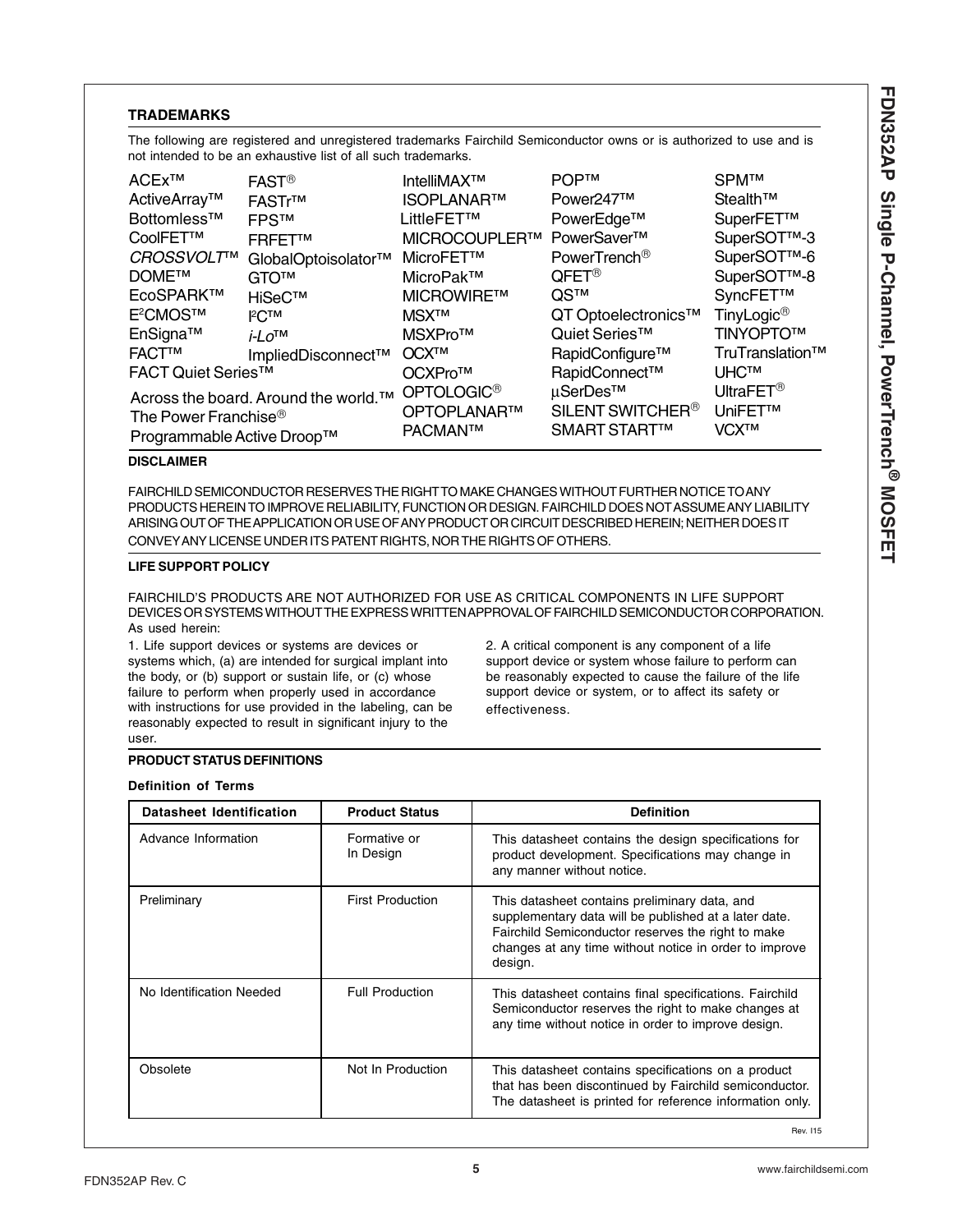## TRADEMARKS

The following are registered and unregistered trademarks Fairchild Semiconductor owns or is authorized to use and is not intended to be an exhaustive list of all such trademarks.

| | | | | |
|---|---|---|---|---|
| ACEx™ | FAST® | IntelliMAX™ | POP™ | SPM™ |
| ActiveArray™ | FASTr™ | ISOPLANAR™ | Power247™ | Stealth™ |
| Bottomless™ | FPS™ | LittleFET™ | PowerEdge™ | SuperFET™ |
| CoolFET™ | FRFET™ | MICROCOUPLER™ | PowerSaver™ | SuperSOT™-3 |
| *CROSSVOLT*™ | GlobalOptoisolator™ | MicroFET™ | PowerTrench® | SuperSOT™-6 |
| DOME™ | GTO™ | MicroPak™ | QFET® | SuperSOT™-8 |
| EcoSPARK™ | HiSeC™ | MICROWIRE™ | QS™ | SyncFET™ |
| $E^2$CMOS™ | $I^2$C™ | MSX™ | QT Optoelectronics™ | TinyLogic® |
| EnSigna™ | *i-Lo*™ | MSXPro™ | Quiet Series™ | TINYOPTO™ |
| FACT™ | ImpliedDisconnect™ | OCX™ | RapidConfigure™ | TruTranslation™ |
| FACT Quiet Series™ | | OCXPro™ | RapidConnect™ | UHC™ |
| Across the board. Around the world.™ | | OPTOLOGIC® | μSerDes™ | UltraFET® |
| The Power Franchise® | | OPTOPLANAR™ | SILENT SWITCHER® | UniFET™ |
| Programmable Active Droop™ | | PACMAN™ | SMART START™ | VCX™ |

## DISCLAIMER

FAIRCHILD SEMICONDUCTOR RESERVES THE RIGHT TO MAKE CHANGES WITHOUT FURTHER NOTICE TO ANY PRODUCTS HEREIN TO IMPROVE RELIABILITY, FUNCTION OR DESIGN. FAIRCHILD DOES NOT ASSUME ANY LIABILITY ARISING OUT OF THE APPLICATION OR USE OF ANY PRODUCT OR CIRCUIT DESCRIBED HEREIN; NEITHER DOES IT CONVEY ANY LICENSE UNDER ITS PATENT RIGHTS, NOR THE RIGHTS OF OTHERS.

## LIFE SUPPORT POLICY

FAIRCHILD'S PRODUCTS ARE NOT AUTHORIZED FOR USE AS CRITICAL COMPONENTS IN LIFE SUPPORT DEVICES OR SYSTEMS WITHOUT THE EXPRESS WRITTEN APPROVAL OF FAIRCHILD SEMICONDUCTOR CORPORATION. As used herein:

1. Life support devices or systems are devices or systems which, (a) are intended for surgical implant into the body, or (b) support or sustain life, or (c) whose failure to perform when properly used in accordance with instructions for use provided in the labeling, can be reasonably expected to result in significant injury to the user.

2. A critical component is any component of a life support device or system whose failure to perform can be reasonably expected to cause the failure of the life support device or system, or to affect its safety or effectiveness.

## PRODUCT STATUS DEFINITIONS

### Definition of Terms

| Datasheet Identification | Product Status | Definition |
|---|---|---|
| Advance Information | Formative or In Design | This datasheet contains the design specifications for product development. Specifications may change in any manner without notice. |
| Preliminary | First Production | This datasheet contains preliminary data, and supplementary data will be published at a later date. Fairchild Semiconductor reserves the right to make changes at any time without notice in order to improve design. |
| No Identification Needed | Full Production | This datasheet contains final specifications. Fairchild Semiconductor reserves the right to make changes at any time without notice in order to improve design. |
| Obsolete | Not In Production | This datasheet contains specifications on a product that has been discontinued by Fairchild semiconductor. The datasheet is printed for reference information only. |

Rev. I15